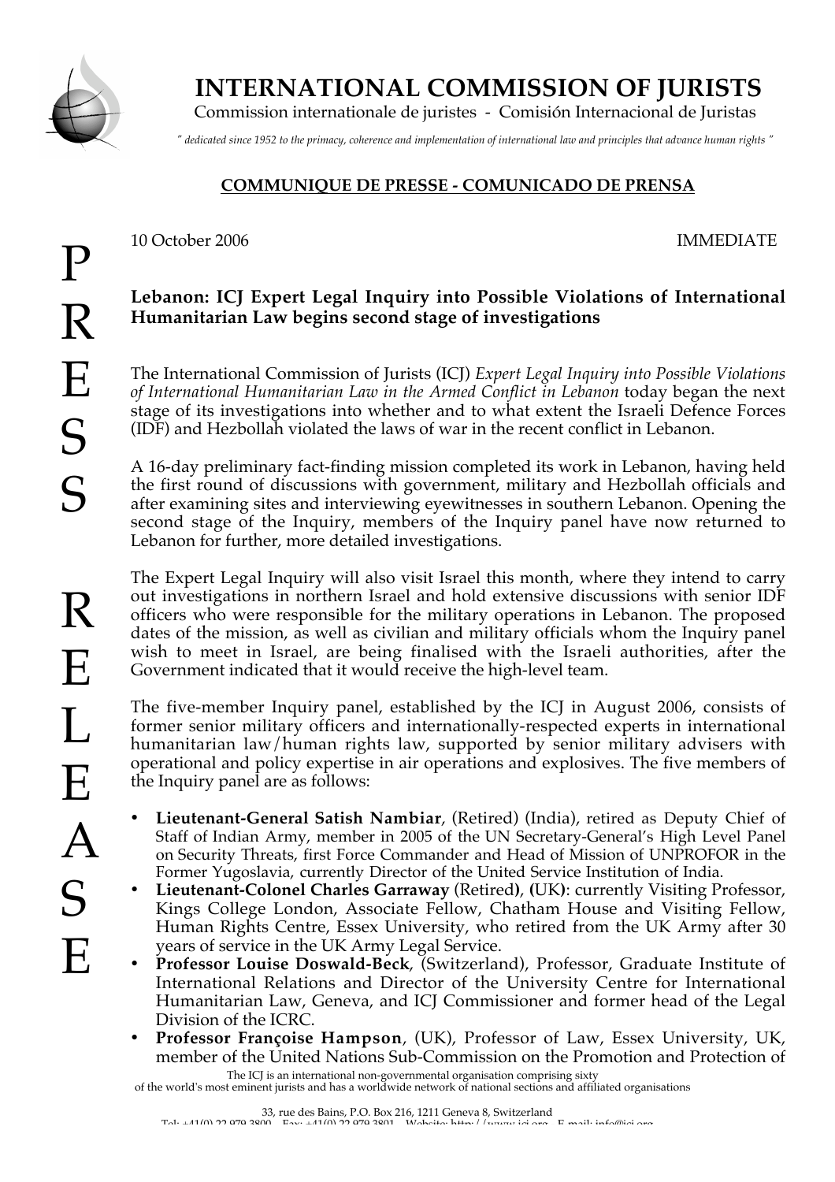# INTERNATIONAL COMMISSION OF JURISTS

Commission internationale de juristes - Comisión Internacional de Juristas

*" dedicated since 1952 to the primacy, coherence and implementation of international law and principles that advance human rights "*

**COMMUNIQUE DE PRESSE - COMUNICADO DE PRENSA**

PRESS RELEASE

10 October 2006 IMMEDIATE

## Lebanon: ICJ Expert Legal Inquiry into Possible Violations of International Humanitarian Law begins second stage of investigations

The International Commission of Jurists (ICJ) *Expert Legal Inquiry into Possible Violations of International Humanitarian Law in the Armed Conflict in Lebanon* today began the next stage of its investigations into whether and to what extent the Israeli Defence Forces (IDF) and Hezbollah violated the laws of war in the recent conflict in Lebanon.

A 16-day preliminary fact-finding mission completed its work in Lebanon, having held the first round of discussions with government, military and Hezbollah officials and after examining sites and interviewing eyewitnesses in southern Lebanon. Opening the second stage of the Inquiry, members of the Inquiry panel have now returned to Lebanon for further, more detailed investigations.

The Expert Legal Inquiry will also visit Israel this month, where they intend to carry out investigations in northern Israel and hold extensive discussions with senior IDF officers who were responsible for the military operations in Lebanon. The proposed dates of the mission, as well as civilian and military officials whom the Inquiry panel wish to meet in Israel, are being finalised with the Israeli authorities, after the Government indicated that it would receive the high-level team.

The five-member Inquiry panel, established by the ICJ in August 2006, consists of former senior military officers and internationally-respected experts in international humanitarian law/human rights law, supported by senior military advisers with operational and policy expertise in air operations and explosives. The five members of the Inquiry panel are as follows:

- **Lieutenant-General Satish Nambiar**, (Retired) (India), retired as Deputy Chief of Staff of Indian Army, member in 2005 of the UN Secretary-General's High Level Panel on Security Threats, first Force Commander and Head of Mission of UNPROFOR in the Former Yugoslavia, currently Director of the United Service Institution of India.
- **Lieutenant-Colonel Charles Garraway** (Retired**)**, **(**UK**)**: currently Visiting Professor, Kings College London, Associate Fellow, Chatham House and Visiting Fellow, Human Rights Centre, Essex University, who retired from the UK Army after 30 years of service in the UK Army Legal Service.
- **Professor Louise Doswald-Beck**, (Switzerland), Professor, Graduate Institute of International Relations and Director of the University Centre for International Humanitarian Law, Geneva, and ICJ Commissioner and former head of the Legal Division of the ICRC.
- **Professor Françoise Hampson**, (UK), Professor of Law, Essex University, UK, member of the United Nations Sub-Commission on the Promotion and Protection of

The ICJ is an international non-governmental organisation comprising sixty of the world's most eminent jurists and has a worldwide network of national sections and affiliated organisations

33, rue des Bains, P.O. Box 216, 1211 Geneva 8, Switzerland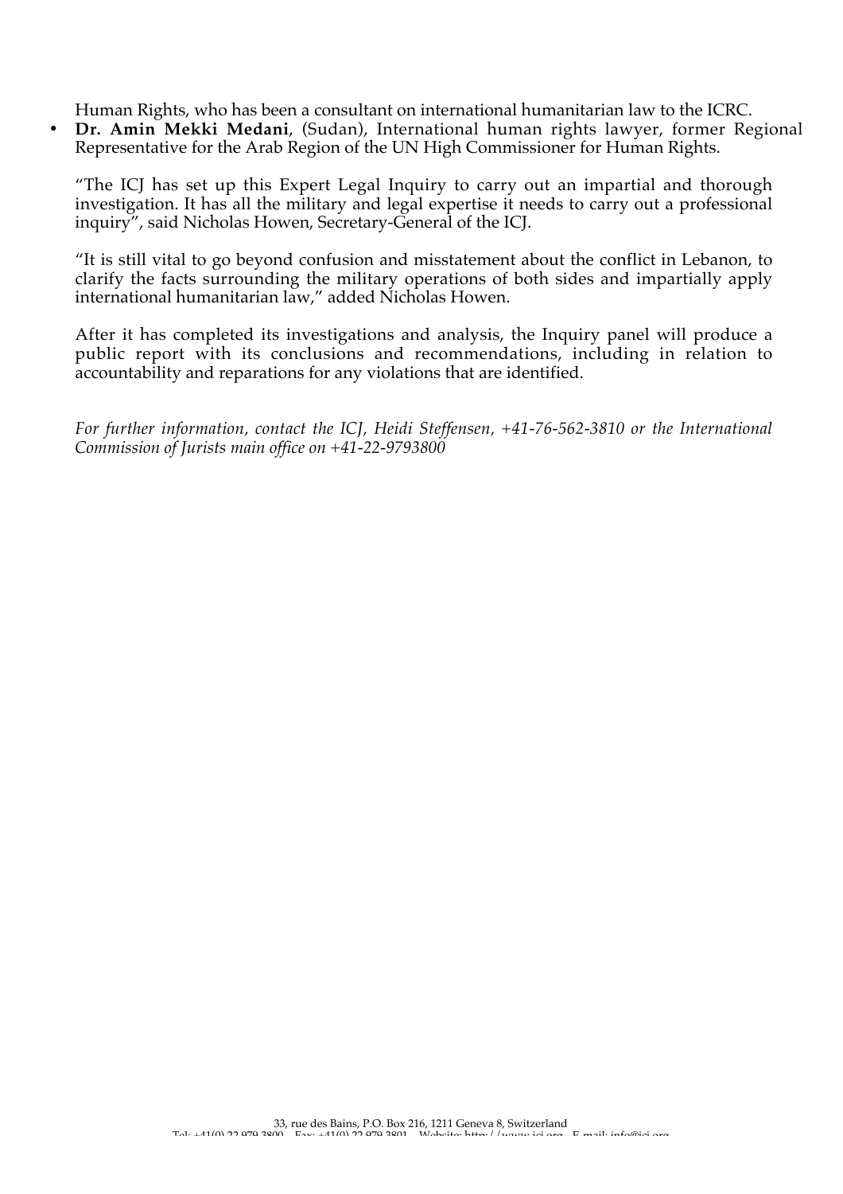Human Rights, who has been a consultant on international humanitarian law to the ICRC.

- **Dr. Amin Mekki Medani**, (Sudan), International human rights lawyer, former Regional Representative for the Arab Region of the UN High Commissioner for Human Rights.

"The ICJ has set up this Expert Legal Inquiry to carry out an impartial and thorough investigation. It has all the military and legal expertise it needs to carry out a professional inquiry", said Nicholas Howen, Secretary-General of the ICJ.

"It is still vital to go beyond confusion and misstatement about the conflict in Lebanon, to clarify the facts surrounding the military operations of both sides and impartially apply international humanitarian law," added Nicholas Howen.

After it has completed its investigations and analysis, the Inquiry panel will produce a public report with its conclusions and recommendations, including in relation to accountability and reparations for any violations that are identified.

*For further information, contact the ICJ, Heidi Steffensen, +41-76-562-3810 or the International Commission of Jurists main office on +41-22-9793800*